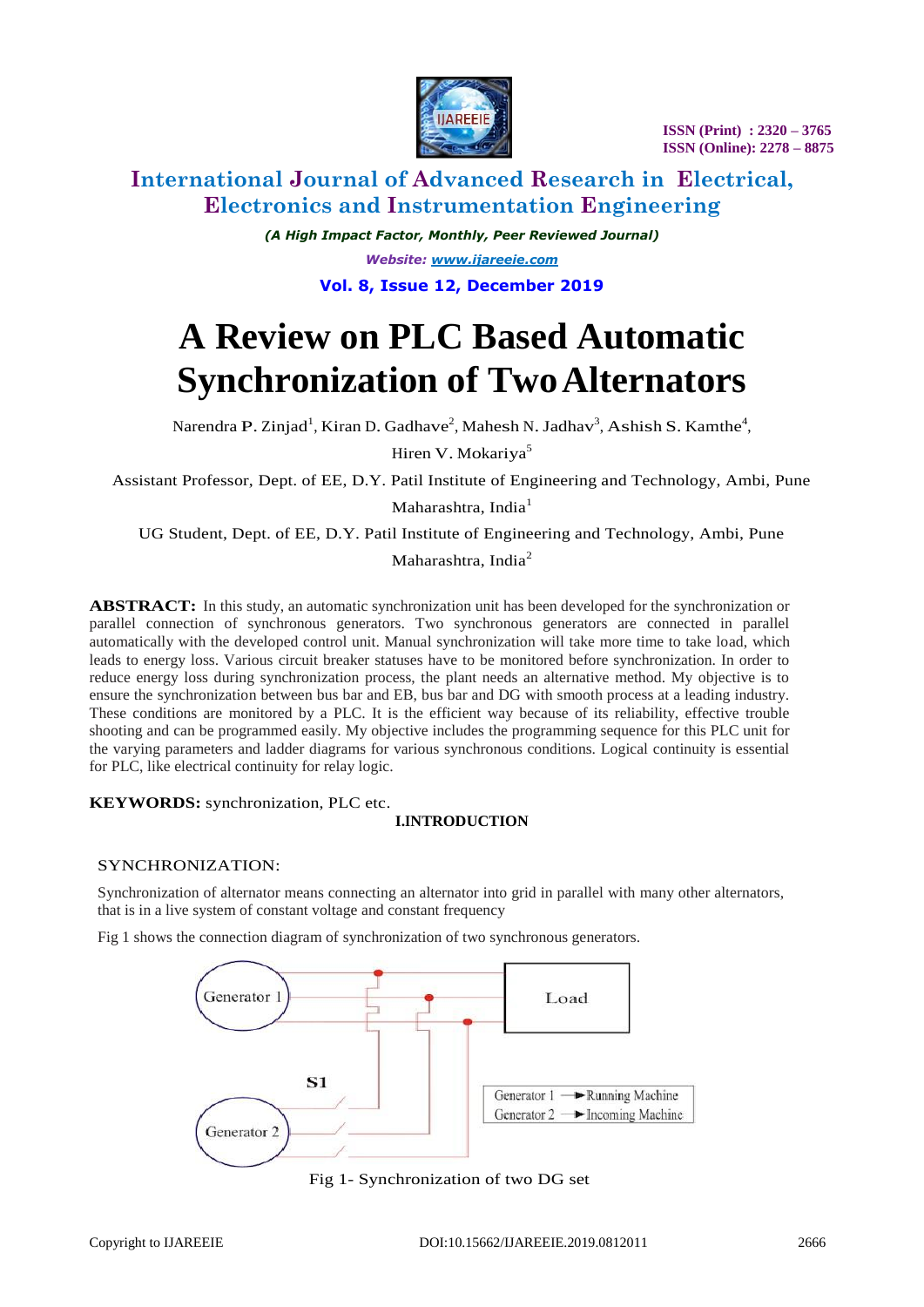# A Review on PLC Based Automatic Synchronization of Two Alternators

Narendra P. Zinjad[1], Kiran D. Gadhave[2], Mahesh N. Jadhav[3], Ashish S. Kamthe[4], Hiren V. Mokariya[5]

Assistant Professor, Dept. of EE, D.Y. Patil Institute of Engineering and Technology, Ambi, Pune Maharashtra, India[1]

UG Student, Dept. of EE, D.Y. Patil Institute of Engineering and Technology, Ambi, Pune Maharashtra, India[2]

**ABSTRACT:** In this study, an automatic synchronization unit has been developed for the synchronization or parallel connection of synchronous generators. Two synchronous generators are connected in parallel automatically with the developed control unit. Manual synchronization will take more time to take load, which leads to energy loss. Various circuit breaker statuses have to be monitored before synchronization. In order to reduce energy loss during synchronization process, the plant needs an alternative method. My objective is to ensure the synchronization between bus bar and EB, bus bar and DG with smooth process at a leading industry. These conditions are monitored by a PLC. It is the efficient way because of its reliability, effective trouble shooting and can be programmed easily. My objective includes the programming sequence for this PLC unit for the varying parameters and ladder diagrams for various synchronous conditions. Logical continuity is essential for PLC, like electrical continuity for relay logic.

**KEYWORDS:** synchronization, PLC etc.

## I.INTRODUCTION

### SYNCHRONIZATION:

Synchronization of alternator means connecting an alternator into grid in parallel with many other alternators, that is in a live system of constant voltage and constant frequency

Fig 1 shows the connection diagram of synchronization of two synchronous generators.

Fig 1- Synchronization of two DG set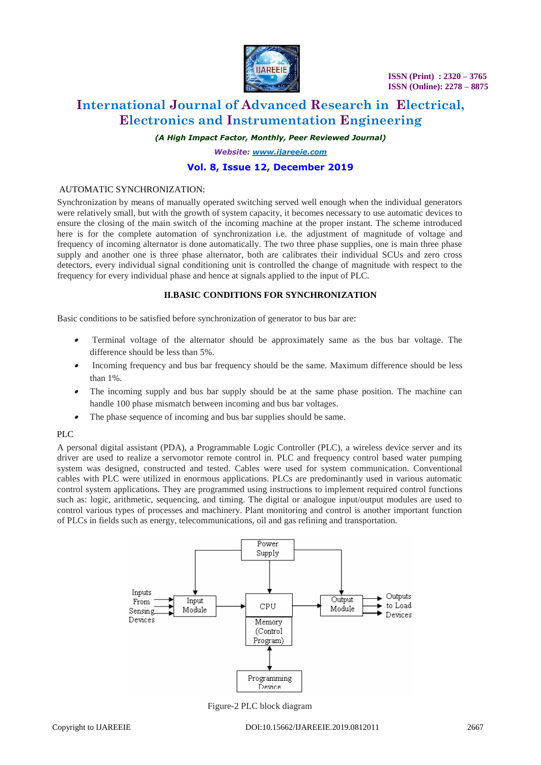AUTOMATIC SYNCHRONIZATION:

Synchronization by means of manually operated switching served well enough when the individual generators were relatively small, but with the growth of system capacity, it becomes necessary to use automatic devices to ensure the closing of the main switch of the incoming machine at the proper instant. The scheme introduced here is for the complete automation of synchronization i.e. the adjustment of magnitude of voltage and frequency of incoming alternator is done automatically. The two three phase supplies, one is main three phase supply and another one is three phase alternator, both are calibrates their individual SCUs and zero cross detectors, every individual signal conditioning unit is controlled the change of magnitude with respect to the frequency for every individual phase and hence at signals applied to the input of PLC.

## II.BASIC CONDITIONS FOR SYNCHRONIZATION

Basic conditions to be satisfied before synchronization of generator to bus bar are:

- Terminal voltage of the alternator should be approximately same as the bus bar voltage. The difference should be less than 5%.
- Incoming frequency and bus bar frequency should be the same. Maximum difference should be less than 1%.
- The incoming supply and bus bar supply should be at the same phase position. The machine can handle 100 phase mismatch between incoming and bus bar voltages.
- The phase sequence of incoming and bus bar supplies should be same.

PLC

A personal digital assistant (PDA), a Programmable Logic Controller (PLC), a wireless device server and its driver are used to realize a servomotor remote control in. PLC and frequency control based water pumping system was designed, constructed and tested. Cables were used for system communication. Conventional cables with PLC were utilized in enormous applications. PLCs are predominantly used in various automatic control system applications. They are programmed using instructions to implement required control functions such as: logic, arithmetic, sequencing, and timing. The digital or analogue input/output modules are used to control various types of processes and machinery. Plant monitoring and control is another important function of PLCs in fields such as energy, telecommunications, oil and gas refining and transportation.

Figure-2 PLC block diagram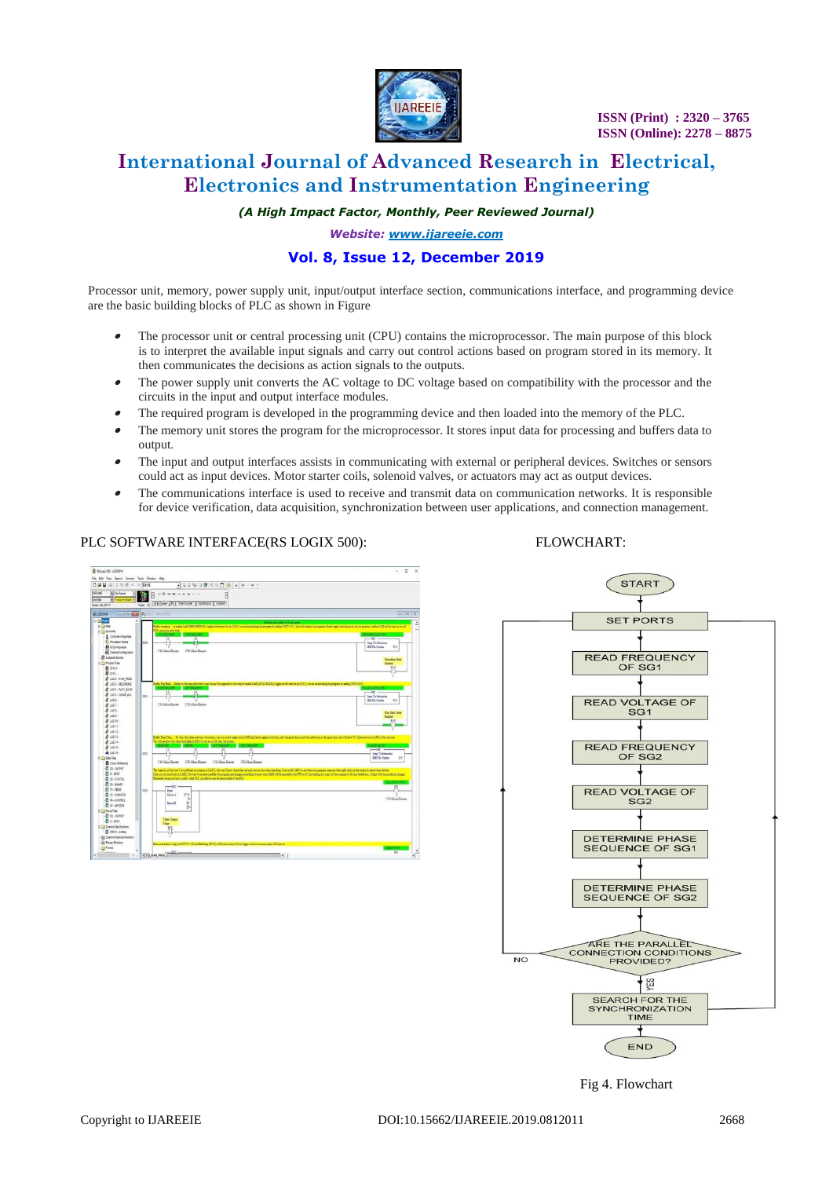Processor unit, memory, power supply unit, input/output interface section, communications interface, and programming device are the basic building blocks of PLC as shown in Figure

- The processor unit or central processing unit (CPU) contains the microprocessor. The main purpose of this block is to interpret the available input signals and carry out control actions based on program stored in its memory. It then communicates the decisions as action signals to the outputs.
- The power supply unit converts the AC voltage to DC voltage based on compatibility with the processor and the circuits in the input and output interface modules.
- The required program is developed in the programming device and then loaded into the memory of the PLC.
- The memory unit stores the program for the microprocessor. It stores input data for processing and buffers data to output.
- The input and output interfaces assists in communicating with external or peripheral devices. Switches or sensors could act as input devices. Motor starter coils, solenoid valves, or actuators may act as output devices.
- The communications interface is used to receive and transmit data on communication networks. It is responsible for device verification, data acquisition, synchronization between user applications, and connection management.

PLC SOFTWARE INTERFACE(RS LOGIX 500):

FLOWCHART:

START → SET PORTS → READ FREQUENCY OF SG1 → READ VOLTAGE OF SG1 → READ FREQUENCY OF SG2 → READ VOLTAGE OF SG2 → DETERMINE PHASE SEQUENCE OF SG1 → DETERMINE PHASE SEQUENCE OF SG2 → ARE THE PARALLEL CONNECTION CONDITIONS PROVIDED? (NO → SET PORTS; YES → SEARCH FOR THE SYNCHRONIZATION TIME) → END

Fig 4. Flowchart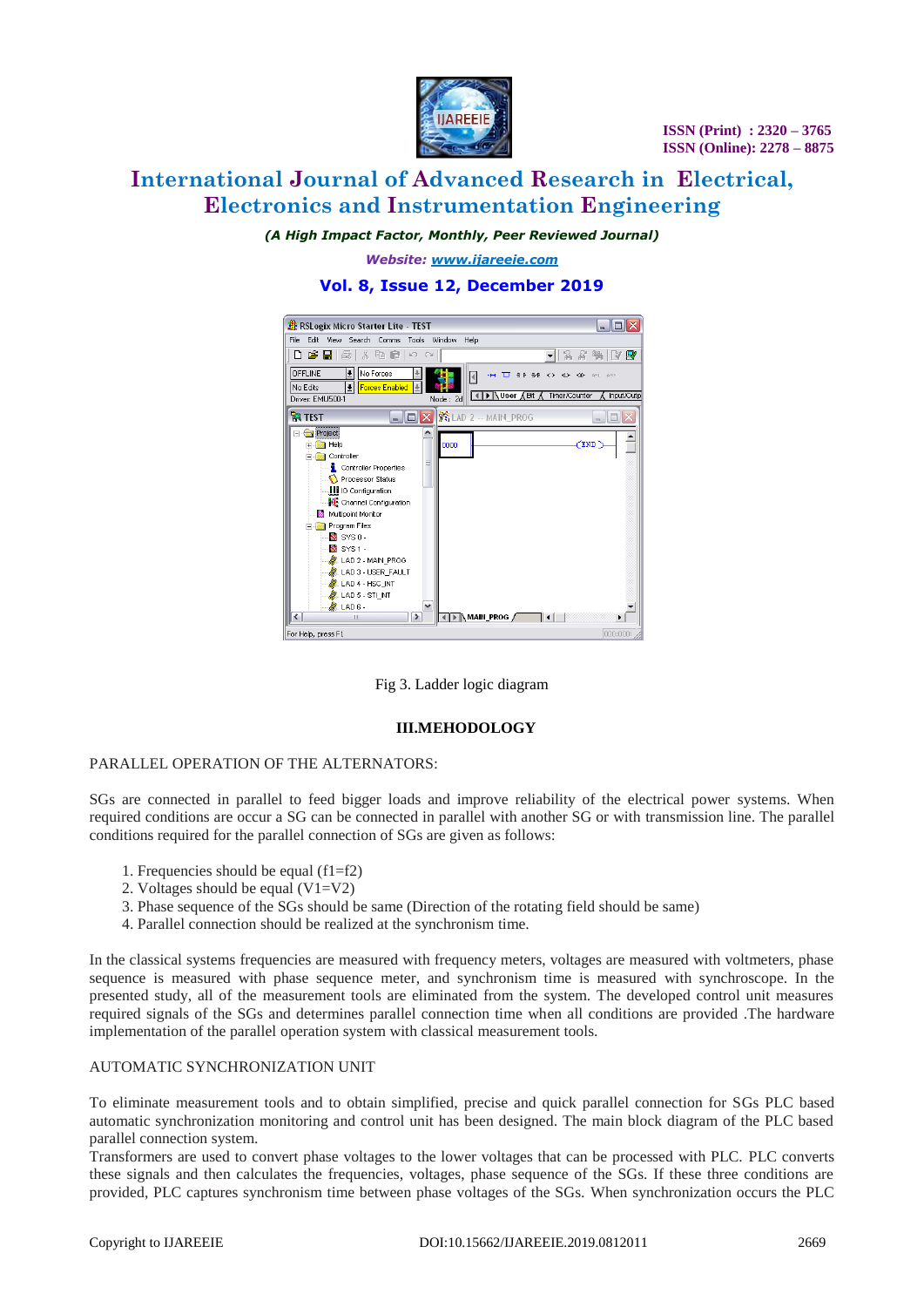Fig 3. Ladder logic diagram

## III.MEHODOLOGY

PARALLEL OPERATION OF THE ALTERNATORS:

SGs are connected in parallel to feed bigger loads and improve reliability of the electrical power systems. When required conditions are occur a SG can be connected in parallel with another SG or with transmission line. The parallel conditions required for the parallel connection of SGs are given as follows:

1. Frequencies should be equal ($f1=f2$)
2. Voltages should be equal ($V1=V2$)
3. Phase sequence of the SGs should be same (Direction of the rotating field should be same)
4. Parallel connection should be realized at the synchronism time.

In the classical systems frequencies are measured with frequency meters, voltages are measured with voltmeters, phase sequence is measured with phase sequence meter, and synchronism time is measured with synchroscope. In the presented study, all of the measurement tools are eliminated from the system. The developed control unit measures required signals of the SGs and determines parallel connection time when all conditions are provided .The hardware implementation of the parallel operation system with classical measurement tools.

AUTOMATIC SYNCHRONIZATION UNIT

To eliminate measurement tools and to obtain simplified, precise and quick parallel connection for SGs PLC based automatic synchronization monitoring and control unit has been designed. The main block diagram of the PLC based parallel connection system.

Transformers are used to convert phase voltages to the lower voltages that can be processed with PLC. PLC converts these signals and then calculates the frequencies, voltages, phase sequence of the SGs. If these three conditions are provided, PLC captures synchronism time between phase voltages of the SGs. When synchronization occurs the PLC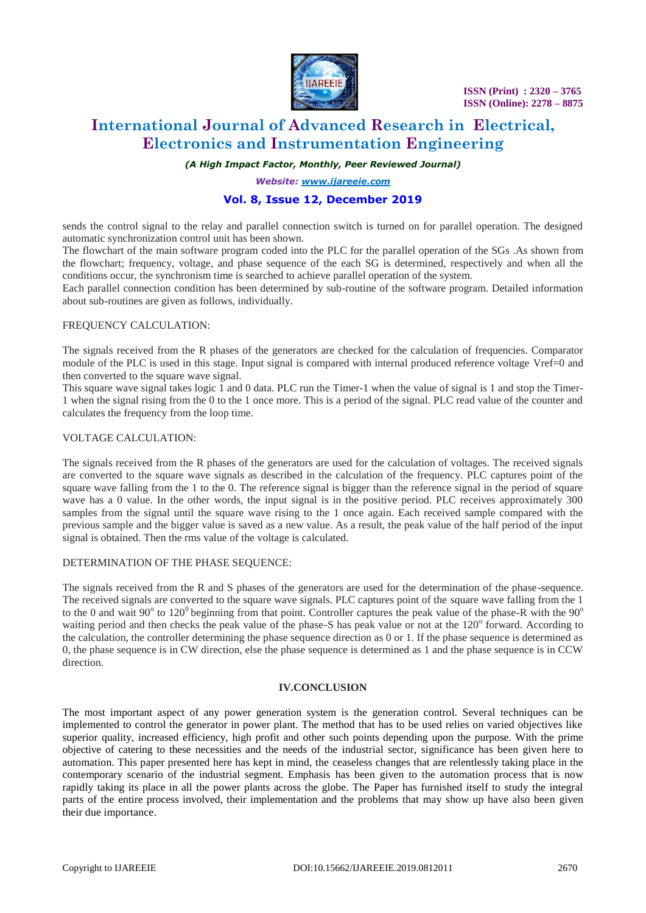sends the control signal to the relay and parallel connection switch is turned on for parallel operation. The designed automatic synchronization control unit has been shown.

The flowchart of the main software program coded into the PLC for the parallel operation of the SGs .As shown from the flowchart; frequency, voltage, and phase sequence of the each SG is determined, respectively and when all the conditions occur, the synchronism time is searched to achieve parallel operation of the system.

Each parallel connection condition has been determined by sub-routine of the software program. Detailed information about sub-routines are given as follows, individually.

FREQUENCY CALCULATION:

The signals received from the R phases of the generators are checked for the calculation of frequencies. Comparator module of the PLC is used in this stage. Input signal is compared with internal produced reference voltage Vref=0 and then converted to the square wave signal.

This square wave signal takes logic 1 and 0 data. PLC run the Timer-1 when the value of signal is 1 and stop the Timer-1 when the signal rising from the 0 to the 1 once more. This is a period of the signal. PLC read value of the counter and calculates the frequency from the loop time.

VOLTAGE CALCULATION:

The signals received from the R phases of the generators are used for the calculation of voltages. The received signals are converted to the square wave signals as described in the calculation of the frequency. PLC captures point of the square wave falling from the 1 to the 0. The reference signal is bigger than the reference signal in the period of square wave has a 0 value. In the other words, the input signal is in the positive period. PLC receives approximately 300 samples from the signal until the square wave rising to the 1 once again. Each received sample compared with the previous sample and the bigger value is saved as a new value. As a result, the peak value of the half period of the input signal is obtained. Then the rms value of the voltage is calculated.

DETERMINATION OF THE PHASE SEQUENCE:

The signals received from the R and S phases of the generators are used for the determination of the phase-sequence. The received signals are converted to the square wave signals. PLC captures point of the square wave falling from the 1 to the 0 and wait $90^o$ to $120^0$ beginning from that point. Controller captures the peak value of the phase-R with the $90^o$ waiting period and then checks the peak value of the phase-S has peak value or not at the $120^o$ forward. According to the calculation, the controller determining the phase sequence direction as 0 or 1. If the phase sequence is determined as 0, the phase sequence is in CW direction, else the phase sequence is determined as 1 and the phase sequence is in CCW direction.

## IV.CONCLUSION

The most important aspect of any power generation system is the generation control. Several techniques can be implemented to control the generator in power plant. The method that has to be used relies on varied objectives like superior quality, increased efficiency, high profit and other such points depending upon the purpose. With the prime objective of catering to these necessities and the needs of the industrial sector, significance has been given here to automation. This paper presented here has kept in mind, the ceaseless changes that are relentlessly taking place in the contemporary scenario of the industrial segment. Emphasis has been given to the automation process that is now rapidly taking its place in all the power plants across the globe. The Paper has furnished itself to study the integral parts of the entire process involved, their implementation and the problems that may show up have also been given their due importance.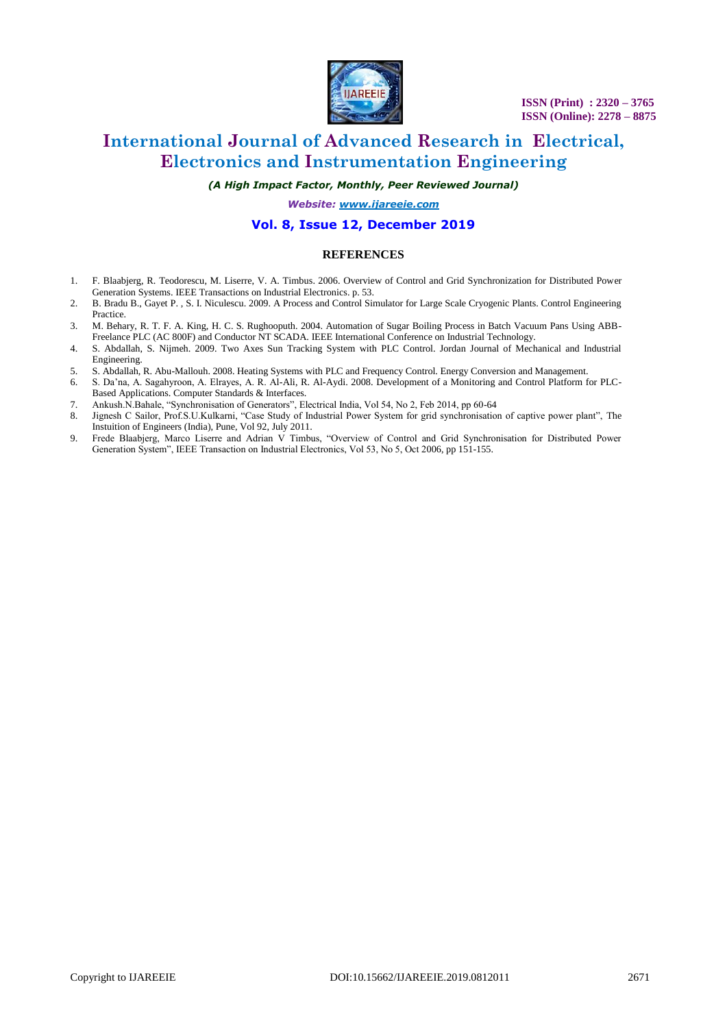## REFERENCES

1. F. Blaabjerg, R. Teodorescu, M. Liserre, V. A. Timbus. 2006. Overview of Control and Grid Synchronization for Distributed Power Generation Systems. IEEE Transactions on Industrial Electronics. p. 53.
2. B. Bradu B., Gayet P. , S. I. Niculescu. 2009. A Process and Control Simulator for Large Scale Cryogenic Plants. Control Engineering Practice.
3. M. Behary, R. T. F. A. King, H. C. S. Rughooputh. 2004. Automation of Sugar Boiling Process in Batch Vacuum Pans Using ABB-Freelance PLC (AC 800F) and Conductor NT SCADA. IEEE International Conference on Industrial Technology.
4. S. Abdallah, S. Nijmeh. 2009. Two Axes Sun Tracking System with PLC Control. Jordan Journal of Mechanical and Industrial Engineering.
5. S. Abdallah, R. Abu-Mallouh. 2008. Heating Systems with PLC and Frequency Control. Energy Conversion and Management.
6. S. Da'na, A. Sagahyroon, A. Elrayes, A. R. Al-Ali, R. Al-Aydi. 2008. Development of a Monitoring and Control Platform for PLC-Based Applications. Computer Standards & Interfaces.
7. Ankush.N.Bahale, "Synchronisation of Generators", Electrical India, Vol 54, No 2, Feb 2014, pp 60-64
8. Jignesh C Sailor, Prof.S.U.Kulkarni, "Case Study of Industrial Power System for grid synchronisation of captive power plant", The Instuition of Engineers (India), Pune, Vol 92, July 2011.
9. Frede Blaabjerg, Marco Liserre and Adrian V Timbus, "Overview of Control and Grid Synchronisation for Distributed Power Generation System", IEEE Transaction on Industrial Electronics, Vol 53, No 5, Oct 2006, pp 151-155.